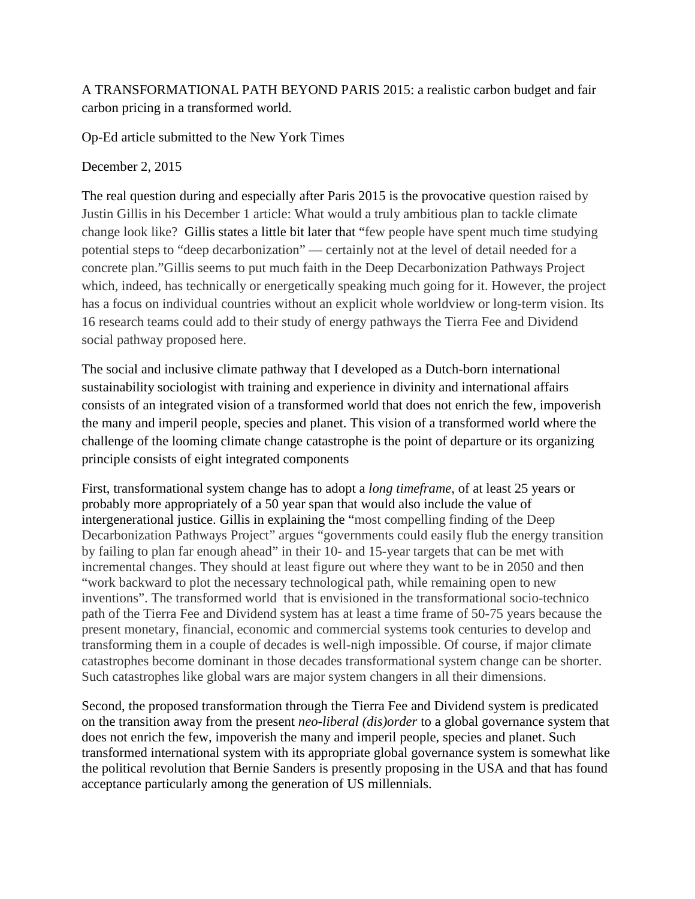A TRANSFORMATIONAL PATH BEYOND PARIS 2015: a realistic carbon budget and fair carbon pricing in a transformed world.

Op-Ed article submitted to the New York Times

December 2, 2015

The real question during and especially after Paris 2015 is the provocative question raised by Justin Gillis in his December 1 article: What would a truly ambitious plan to tackle climate change look like? Gillis states a little bit later that "few people have spent much time studying potential steps to "deep decarbonization" — certainly not at the level of detail needed for a concrete plan."Gillis seems to put much faith in the Deep Decarbonization Pathways Project which, indeed, has technically or energetically speaking much going for it. However, the project has a focus on individual countries without an explicit whole worldview or long-term vision. Its 16 research teams could add to their study of energy pathways the Tierra Fee and Dividend social pathway proposed here.

The social and inclusive climate pathway that I developed as a Dutch-born international sustainability sociologist with training and experience in divinity and international affairs consists of an integrated vision of a transformed world that does not enrich the few, impoverish the many and imperil people, species and planet. This vision of a transformed world where the challenge of the looming climate change catastrophe is the point of departure or its organizing principle consists of eight integrated components

First, transformational system change has to adopt a *long timeframe*, of at least 25 years or probably more appropriately of a 50 year span that would also include the value of intergenerational justice. Gillis in explaining the "most compelling finding of the Deep Decarbonization Pathways Project" argues "governments could easily flub the energy transition by failing to plan far enough ahead" in their 10- and 15-year targets that can be met with incremental changes. They should at least figure out where they want to be in 2050 and then "work backward to plot the necessary technological path, while remaining open to new inventions". The transformed world that is envisioned in the transformational socio-technico path of the Tierra Fee and Dividend system has at least a time frame of 50-75 years because the present monetary, financial, economic and commercial systems took centuries to develop and transforming them in a couple of decades is well-nigh impossible. Of course, if major climate catastrophes become dominant in those decades transformational system change can be shorter. Such catastrophes like global wars are major system changers in all their dimensions.

Second, the proposed transformation through the Tierra Fee and Dividend system is predicated on the transition away from the present *neo-liberal (dis)order* to a global governance system that does not enrich the few, impoverish the many and imperil people, species and planet. Such transformed international system with its appropriate global governance system is somewhat like the political revolution that Bernie Sanders is presently proposing in the USA and that has found acceptance particularly among the generation of US millennials.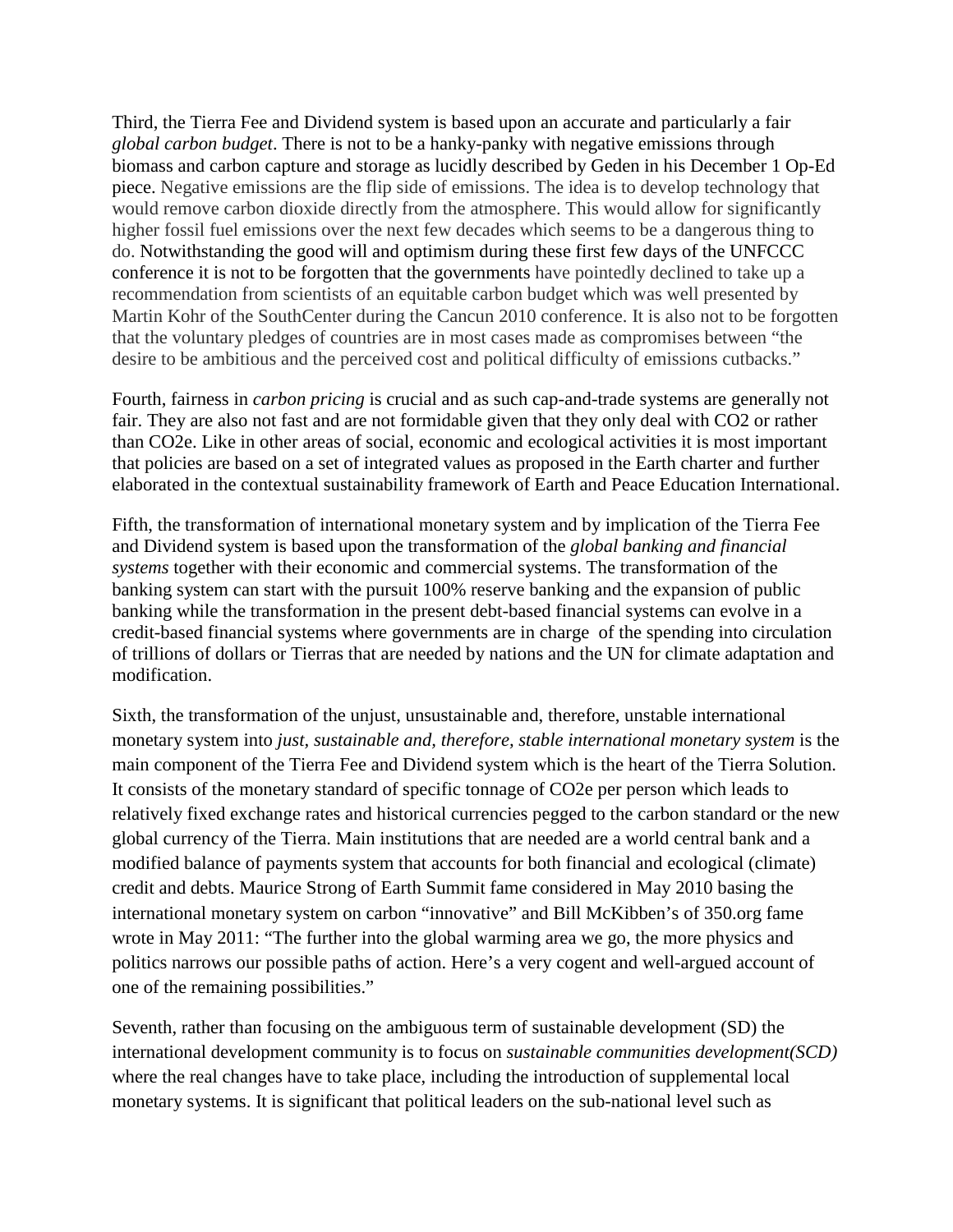Third, the Tierra Fee and Dividend system is based upon an accurate and particularly a fair *global carbon budget*. There is not to be a hanky-panky with negative emissions through biomass and carbon capture and storage as lucidly described by Geden in his December 1 Op-Ed piece. Negative emissions are the flip side of emissions. The idea is to develop technology that would remove carbon dioxide directly from the atmosphere. This would allow for significantly higher fossil fuel emissions over the next few decades which seems to be a dangerous thing to do. Notwithstanding the good will and optimism during these first few days of the UNFCCC conference it is not to be forgotten that the governments have pointedly declined to take up a recommendation from scientists of an equitable carbon budget which was well presented by Martin Kohr of the SouthCenter during the Cancun 2010 conference. It is also not to be forgotten that the voluntary pledges of countries are in most cases made as compromises between "the desire to be ambitious and the perceived cost and political difficulty of emissions cutbacks."

Fourth, fairness in *carbon pricing* is crucial and as such cap-and-trade systems are generally not fair. They are also not fast and are not formidable given that they only deal with CO2 or rather than CO2e. Like in other areas of social, economic and ecological activities it is most important that policies are based on a set of integrated values as proposed in the Earth charter and further elaborated in the contextual sustainability framework of Earth and Peace Education International.

Fifth, the transformation of international monetary system and by implication of the Tierra Fee and Dividend system is based upon the transformation of the *global banking and financial systems* together with their economic and commercial systems. The transformation of the banking system can start with the pursuit 100% reserve banking and the expansion of public banking while the transformation in the present debt-based financial systems can evolve in a credit-based financial systems where governments are in charge of the spending into circulation of trillions of dollars or Tierras that are needed by nations and the UN for climate adaptation and modification.

Sixth, the transformation of the unjust, unsustainable and, therefore, unstable international monetary system into *just, sustainable and, therefore, stable international monetary system* is the main component of the Tierra Fee and Dividend system which is the heart of the Tierra Solution. It consists of the monetary standard of specific tonnage of CO2e per person which leads to relatively fixed exchange rates and historical currencies pegged to the carbon standard or the new global currency of the Tierra. Main institutions that are needed are a world central bank and a modified balance of payments system that accounts for both financial and ecological (climate) credit and debts. Maurice Strong of Earth Summit fame considered in May 2010 basing the international monetary system on carbon "innovative" and Bill McKibben's of 350.org fame wrote in May 2011: "The further into the global warming area we go, the more physics and politics narrows our possible paths of action. Here's a very cogent and well-argued account of one of the remaining possibilities."

Seventh, rather than focusing on the ambiguous term of sustainable development (SD) the international development community is to focus on *sustainable communities development(SCD)* where the real changes have to take place, including the introduction of supplemental local monetary systems. It is significant that political leaders on the sub-national level such as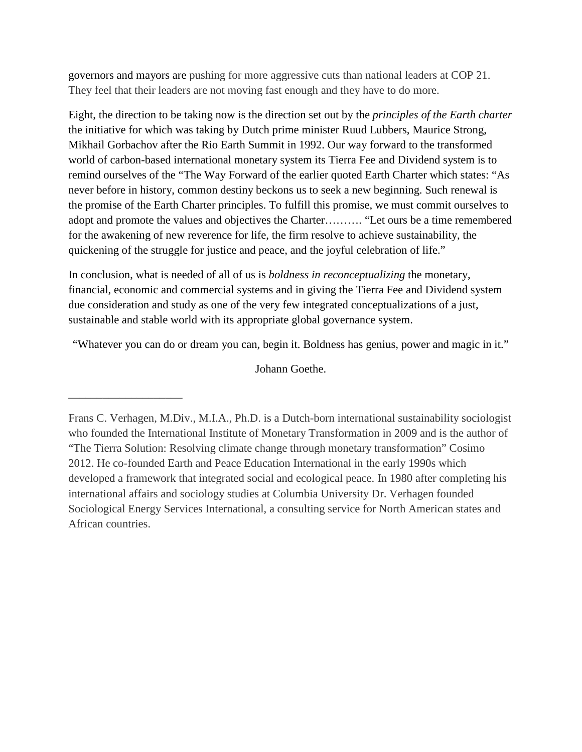governors and mayors are pushing for more aggressive cuts than national leaders at COP 21. They feel that their leaders are not moving fast enough and they have to do more.

Eight, the direction to be taking now is the direction set out by the *principles of the Earth charter* the initiative for which was taking by Dutch prime minister Ruud Lubbers, Maurice Strong, Mikhail Gorbachov after the Rio Earth Summit in 1992. Our way forward to the transformed world of carbon-based international monetary system its Tierra Fee and Dividend system is to remind ourselves of the "The Way Forward of the earlier quoted Earth Charter which states: "As never before in history, common destiny beckons us to seek a new beginning. Such renewal is the promise of the Earth Charter principles. To fulfill this promise, we must commit ourselves to adopt and promote the values and objectives the Charter………. "Let ours be a time remembered for the awakening of new reverence for life, the firm resolve to achieve sustainability, the quickening of the struggle for justice and peace, and the joyful celebration of life."

In conclusion, what is needed of all of us is *boldness in reconceptualizing* the monetary, financial, economic and commercial systems and in giving the Tierra Fee and Dividend system due consideration and study as one of the very few integrated conceptualizations of a just, sustainable and stable world with its appropriate global governance system.

"Whatever you can do or dream you can, begin it. Boldness has genius, power and magic in it."

Johann Goethe.

---

Frans C. Verhagen, M.Div., M.I.A., Ph.D. is a Dutch-born international sustainability sociologist who founded the International Institute of Monetary Transformation in 2009 and is the author of "The Tierra Solution: Resolving climate change through monetary transformation" Cosimo 2012. He co-founded Earth and Peace Education International in the early 1990s which developed a framework that integrated social and ecological peace. In 1980 after completing his international affairs and sociology studies at Columbia University Dr. Verhagen founded Sociological Energy Services International, a consulting service for North American states and African countries.